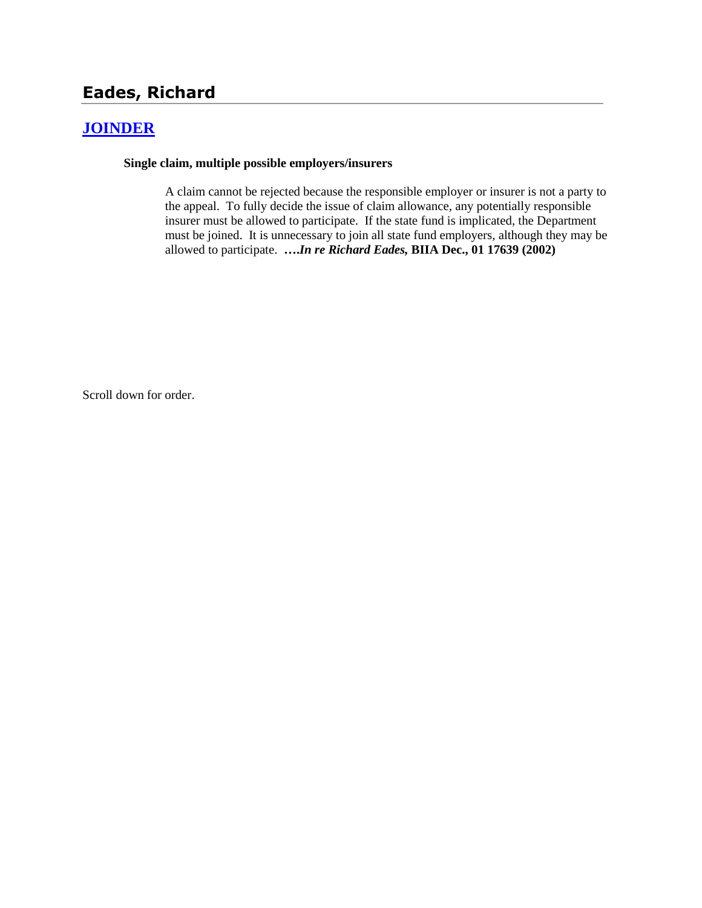# Eades, Richard

## JOINDER

**Single claim, multiple possible employers/insurers**

A claim cannot be rejected because the responsible employer or insurer is not a party to the appeal. To fully decide the issue of claim allowance, any potentially responsible insurer must be allowed to participate. If the state fund is implicated, the Department must be joined. It is unnecessary to join all state fund employers, although they may be allowed to participate. **….*In re Richard Eades*, BIIA Dec., 01 17639 (2002)**

Scroll down for order.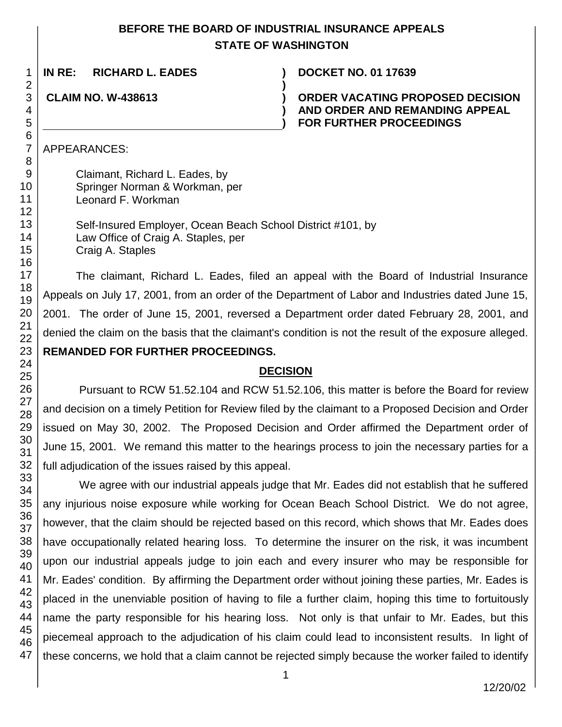# BEFORE THE BOARD OF INDUSTRIAL INSURANCE APPEALS
# STATE OF WASHINGTON

**IN RE: RICHARD L. EADES** ) **DOCKET NO. 01 17639**

**CLAIM NO. W-438613** ) **ORDER VACATING PROPOSED DECISION AND ORDER AND REMANDING APPEAL FOR FURTHER PROCEEDINGS**

APPEARANCES:

Claimant, Richard L. Eades, by
Springer Norman & Workman, per
Leonard F. Workman

Self-Insured Employer, Ocean Beach School District #101, by
Law Office of Craig A. Staples, per
Craig A. Staples

The claimant, Richard L. Eades, filed an appeal with the Board of Industrial Insurance Appeals on July 17, 2001, from an order of the Department of Labor and Industries dated June 15, 2001. The order of June 15, 2001, reversed a Department order dated February 28, 2001, and denied the claim on the basis that the claimant's condition is not the result of the exposure alleged. **REMANDED FOR FURTHER PROCEEDINGS.**

## DECISION

Pursuant to RCW 51.52.104 and RCW 51.52.106, this matter is before the Board for review and decision on a timely Petition for Review filed by the claimant to a Proposed Decision and Order issued on May 30, 2002. The Proposed Decision and Order affirmed the Department order of June 15, 2001. We remand this matter to the hearings process to join the necessary parties for a full adjudication of the issues raised by this appeal.

We agree with our industrial appeals judge that Mr. Eades did not establish that he suffered any injurious noise exposure while working for Ocean Beach School District. We do not agree, however, that the claim should be rejected based on this record, which shows that Mr. Eades does have occupationally related hearing loss. To determine the insurer on the risk, it was incumbent upon our industrial appeals judge to join each and every insurer who may be responsible for Mr. Eades' condition. By affirming the Department order without joining these parties, Mr. Eades is placed in the unenviable position of having to file a further claim, hoping this time to fortuitously name the party responsible for his hearing loss. Not only is that unfair to Mr. Eades, but this piecemeal approach to the adjudication of his claim could lead to inconsistent results. In light of these concerns, we hold that a claim cannot be rejected simply because the worker failed to identify

12/20/02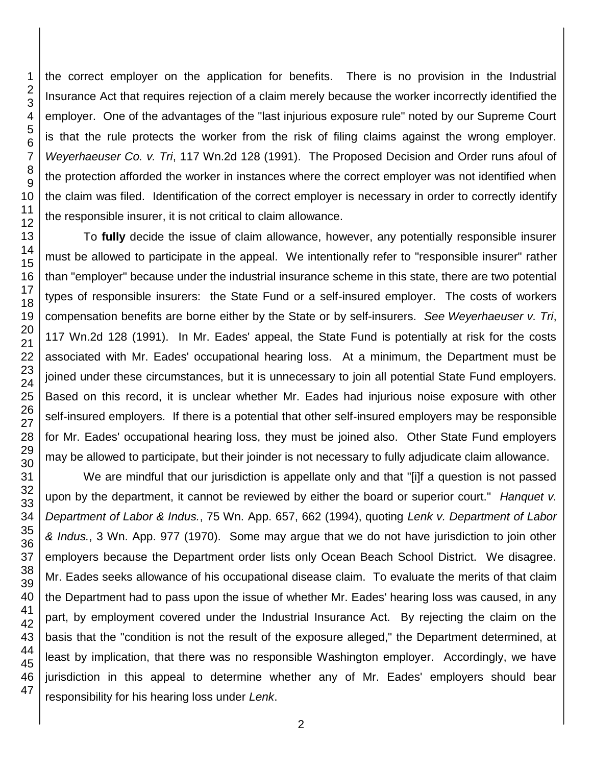the correct employer on the application for benefits. There is no provision in the Industrial Insurance Act that requires rejection of a claim merely because the worker incorrectly identified the employer. One of the advantages of the "last injurious exposure rule" noted by our Supreme Court is that the rule protects the worker from the risk of filing claims against the wrong employer. *Weyerhaeuser Co. v. Tri*, 117 Wn.2d 128 (1991). The Proposed Decision and Order runs afoul of the protection afforded the worker in instances where the correct employer was not identified when the claim was filed. Identification of the correct employer is necessary in order to correctly identify the responsible insurer, it is not critical to claim allowance.

To **fully** decide the issue of claim allowance, however, any potentially responsible insurer must be allowed to participate in the appeal. We intentionally refer to "responsible insurer" rather than "employer" because under the industrial insurance scheme in this state, there are two potential types of responsible insurers: the State Fund or a self-insured employer. The costs of workers compensation benefits are borne either by the State or by self-insurers. *See Weyerhaeuser v. Tri*, 117 Wn.2d 128 (1991). In Mr. Eades' appeal, the State Fund is potentially at risk for the costs associated with Mr. Eades' occupational hearing loss. At a minimum, the Department must be joined under these circumstances, but it is unnecessary to join all potential State Fund employers. Based on this record, it is unclear whether Mr. Eades had injurious noise exposure with other self-insured employers. If there is a potential that other self-insured employers may be responsible for Mr. Eades' occupational hearing loss, they must be joined also. Other State Fund employers may be allowed to participate, but their joinder is not necessary to fully adjudicate claim allowance.

We are mindful that our jurisdiction is appellate only and that "[i]f a question is not passed upon by the department, it cannot be reviewed by either the board or superior court." *Hanquet v. Department of Labor & Indus.*, 75 Wn. App. 657, 662 (1994), quoting *Lenk v. Department of Labor & Indus.*, 3 Wn. App. 977 (1970). Some may argue that we do not have jurisdiction to join other employers because the Department order lists only Ocean Beach School District. We disagree. Mr. Eades seeks allowance of his occupational disease claim. To evaluate the merits of that claim the Department had to pass upon the issue of whether Mr. Eades' hearing loss was caused, in any part, by employment covered under the Industrial Insurance Act. By rejecting the claim on the basis that the "condition is not the result of the exposure alleged," the Department determined, at least by implication, that there was no responsible Washington employer. Accordingly, we have jurisdiction in this appeal to determine whether any of Mr. Eades' employers should bear responsibility for his hearing loss under *Lenk*.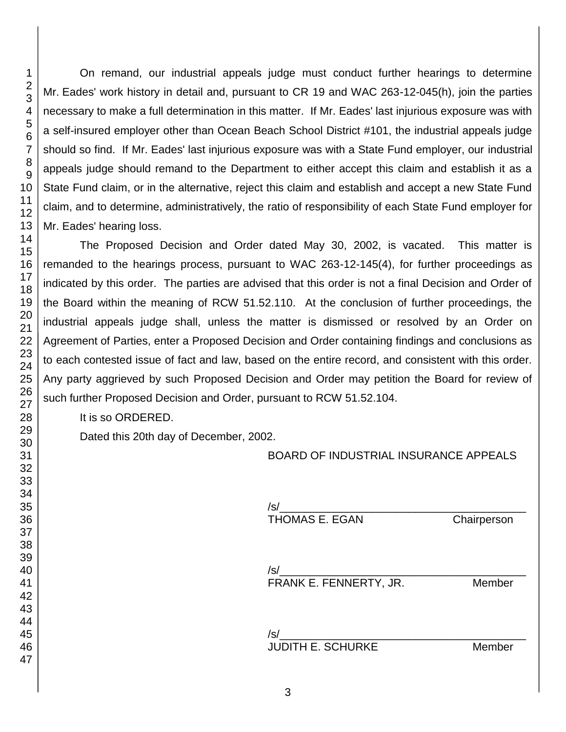On remand, our industrial appeals judge must conduct further hearings to determine Mr. Eades' work history in detail and, pursuant to CR 19 and WAC 263-12-045(h), join the parties necessary to make a full determination in this matter. If Mr. Eades' last injurious exposure was with a self-insured employer other than Ocean Beach School District #101, the industrial appeals judge should so find. If Mr. Eades' last injurious exposure was with a State Fund employer, our industrial appeals judge should remand to the Department to either accept this claim and establish it as a State Fund claim, or in the alternative, reject this claim and establish and accept a new State Fund claim, and to determine, administratively, the ratio of responsibility of each State Fund employer for Mr. Eades' hearing loss.

The Proposed Decision and Order dated May 30, 2002, is vacated. This matter is remanded to the hearings process, pursuant to WAC 263-12-145(4), for further proceedings as indicated by this order. The parties are advised that this order is not a final Decision and Order of the Board within the meaning of RCW 51.52.110. At the conclusion of further proceedings, the industrial appeals judge shall, unless the matter is dismissed or resolved by an Order on Agreement of Parties, enter a Proposed Decision and Order containing findings and conclusions as to each contested issue of fact and law, based on the entire record, and consistent with this order. Any party aggrieved by such Proposed Decision and Order may petition the Board for review of such further Proposed Decision and Order, pursuant to RCW 51.52.104.

It is so ORDERED.

Dated this 20th day of December, 2002.

BOARD OF INDUSTRIAL INSURANCE APPEALS

/s/
THOMAS E. EGAN Chairperson

/s/
FRANK E. FENNERTY, JR. Member

/s/
JUDITH E. SCHURKE Member